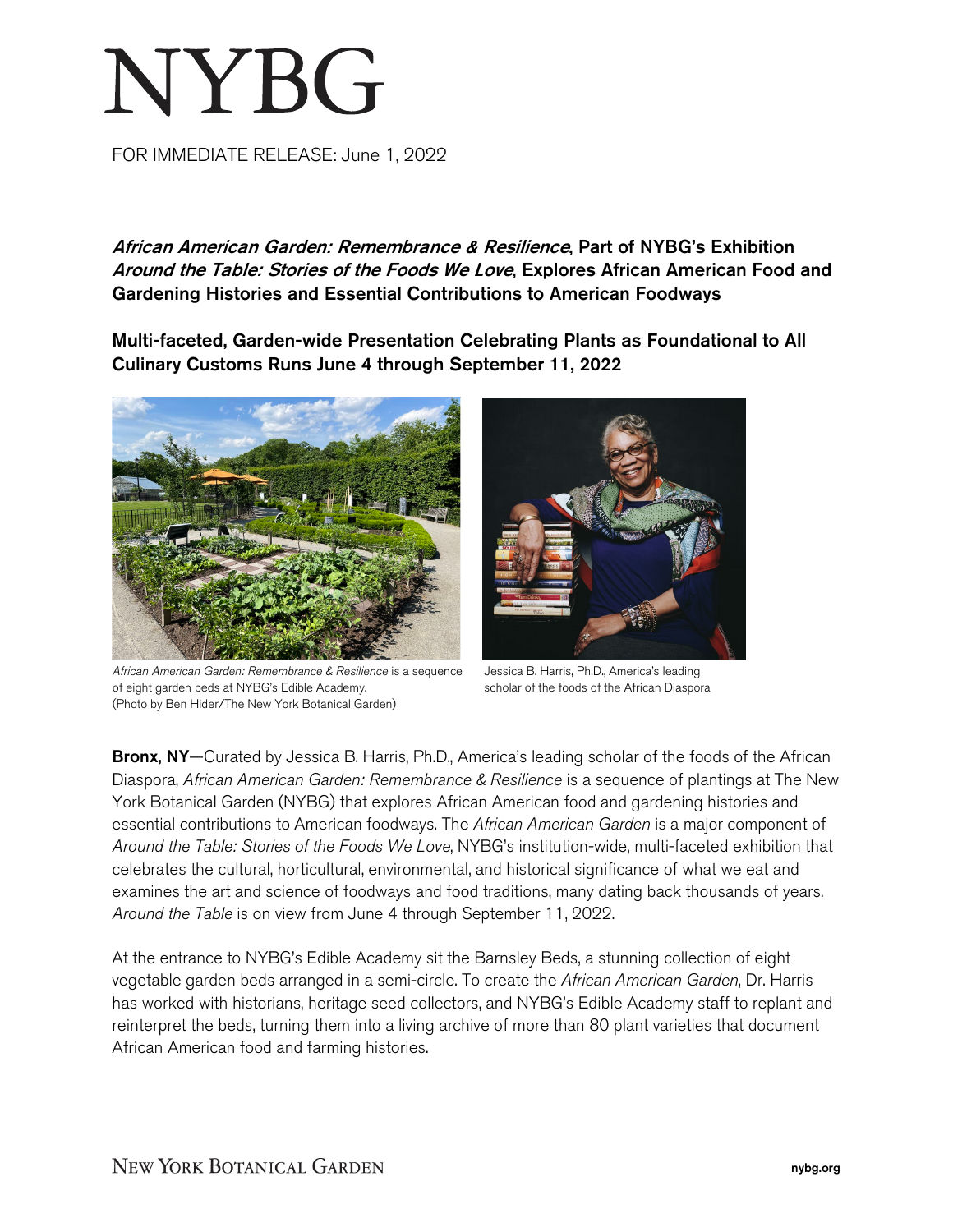# NYBG

FOR IMMEDIATE RELEASE: June 1, 2022

## *African American Garden: Remembrance & Resilience*, Part of NYBG's Exhibition *Around the Table: Stories of the Foods We Love*, Explores African American Food and Gardening Histories and Essential Contributions to American Foodways

### Multi-faceted, Garden-wide Presentation Celebrating Plants as Foundational to All Culinary Customs Runs June 4 through September 11, 2022

*African American Garden: Remembrance & Resilience* is a sequence of eight garden beds at NYBG's Edible Academy. (Photo by Ben Hider/The New York Botanical Garden)

Jessica B. Harris, Ph.D., America's leading scholar of the foods of the African Diaspora

**Bronx, NY**—Curated by Jessica B. Harris, Ph.D., America's leading scholar of the foods of the African Diaspora, *African American Garden: Remembrance & Resilience* is a sequence of plantings at The New York Botanical Garden (NYBG) that explores African American food and gardening histories and essential contributions to American foodways. The *African American Garden* is a major component of *Around the Table: Stories of the Foods We Love*, NYBG's institution-wide, multi-faceted exhibition that celebrates the cultural, horticultural, environmental, and historical significance of what we eat and examines the art and science of foodways and food traditions, many dating back thousands of years. *Around the Table* is on view from June 4 through September 11, 2022.

At the entrance to NYBG's Edible Academy sit the Barnsley Beds, a stunning collection of eight vegetable garden beds arranged in a semi-circle. To create the *African American Garden*, Dr. Harris has worked with historians, heritage seed collectors, and NYBG's Edible Academy staff to replant and reinterpret the beds, turning them into a living archive of more than 80 plant varieties that document African American food and farming histories.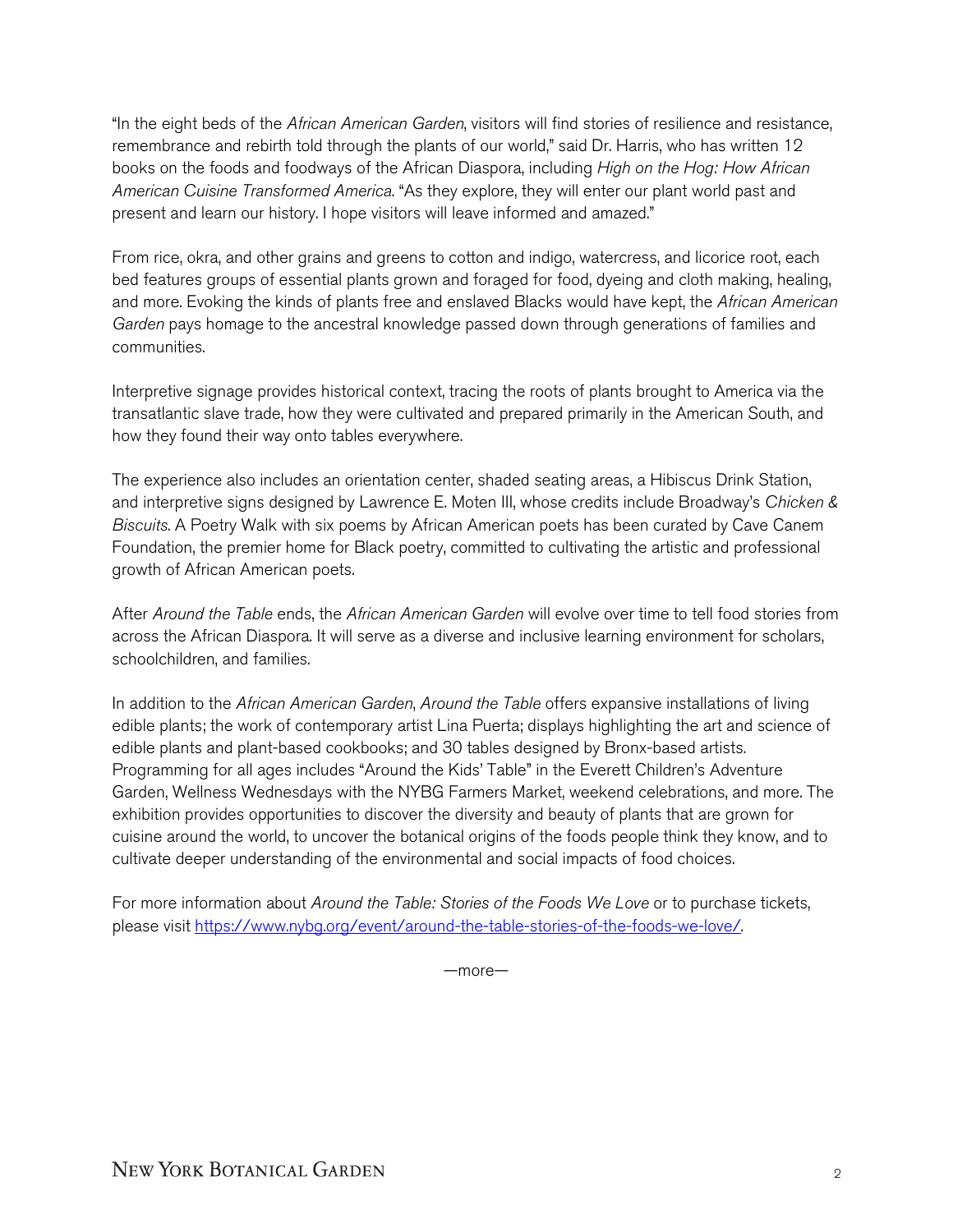"In the eight beds of the *African American Garden*, visitors will find stories of resilience and resistance, remembrance and rebirth told through the plants of our world," said Dr. Harris, who has written 12 books on the foods and foodways of the African Diaspora, including *High on the Hog: How African American Cuisine Transformed America*. "As they explore, they will enter our plant world past and present and learn our history. I hope visitors will leave informed and amazed."

From rice, okra, and other grains and greens to cotton and indigo, watercress, and licorice root, each bed features groups of essential plants grown and foraged for food, dyeing and cloth making, healing, and more. Evoking the kinds of plants free and enslaved Blacks would have kept, the *African American Garden* pays homage to the ancestral knowledge passed down through generations of families and communities.

Interpretive signage provides historical context, tracing the roots of plants brought to America via the transatlantic slave trade, how they were cultivated and prepared primarily in the American South, and how they found their way onto tables everywhere.

The experience also includes an orientation center, shaded seating areas, a Hibiscus Drink Station, and interpretive signs designed by Lawrence E. Moten III, whose credits include Broadway's *Chicken & Biscuits*. A Poetry Walk with six poems by African American poets has been curated by Cave Canem Foundation, the premier home for Black poetry, committed to cultivating the artistic and professional growth of African American poets.

After *Around the Table* ends, the *African American Garden* will evolve over time to tell food stories from across the African Diaspora. It will serve as a diverse and inclusive learning environment for scholars, schoolchildren, and families.

In addition to the *African American Garden*, *Around the Table* offers expansive installations of living edible plants; the work of contemporary artist Lina Puerta; displays highlighting the art and science of edible plants and plant-based cookbooks; and 30 tables designed by Bronx-based artists. Programming for all ages includes "Around the Kids' Table" in the Everett Children's Adventure Garden, Wellness Wednesdays with the NYBG Farmers Market, weekend celebrations, and more. The exhibition provides opportunities to discover the diversity and beauty of plants that are grown for cuisine around the world, to uncover the botanical origins of the foods people think they know, and to cultivate deeper understanding of the environmental and social impacts of food choices.

For more information about *Around the Table: Stories of the Foods We Love* or to purchase tickets, please visit [https://www.nybg.org/event/around-the-table-stories-of-the-foods-we-love/](https://www.nybg.org/event/around-the-table-stories-of-the-foods-we-love/).

—more—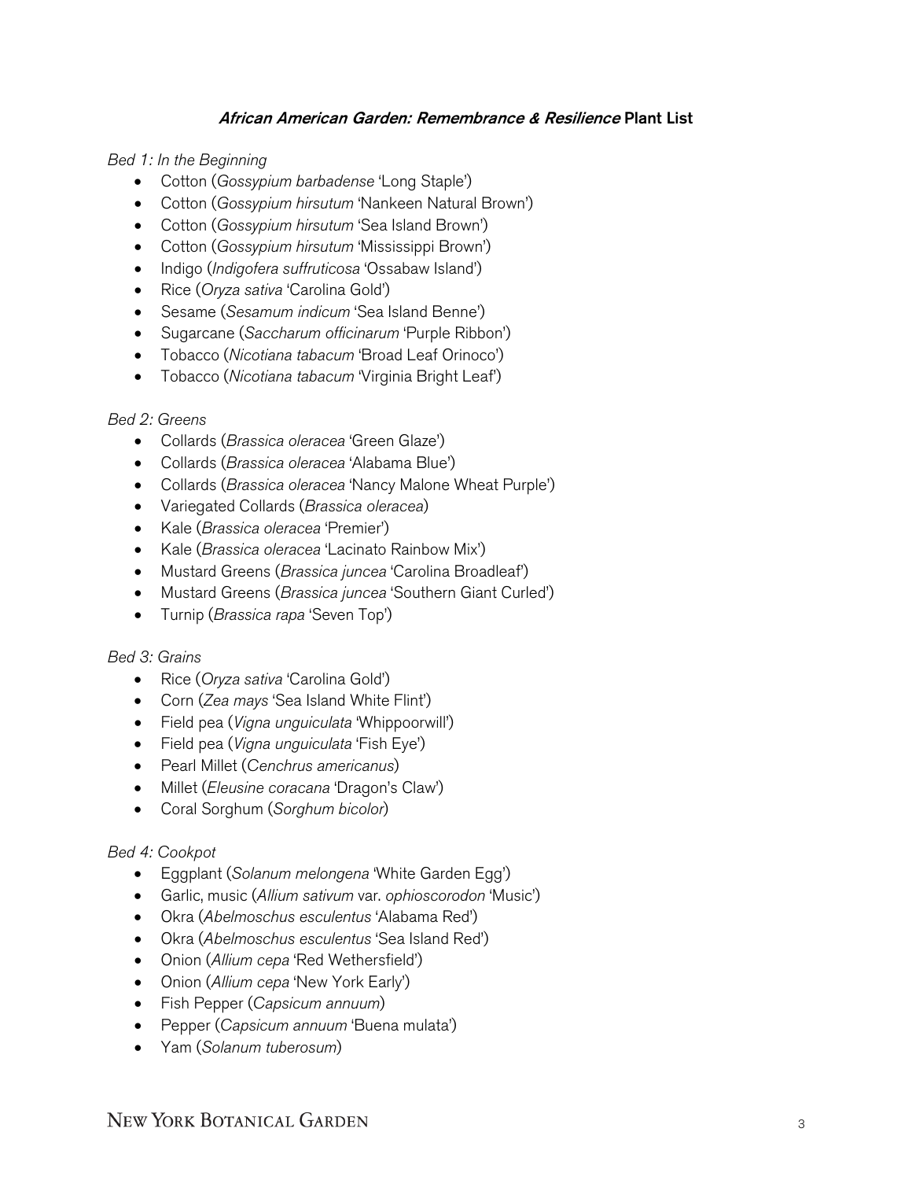## ***African American Garden: Remembrance & Resilience*** **Plant List**

*Bed 1: In the Beginning*

- Cotton (*Gossypium barbadense* 'Long Staple')
- Cotton (*Gossypium hirsutum* 'Nankeen Natural Brown')
- Cotton (*Gossypium hirsutum* 'Sea Island Brown')
- Cotton (*Gossypium hirsutum* 'Mississippi Brown')
- Indigo (*Indigofera suffruticosa* 'Ossabaw Island')
- Rice (*Oryza sativa* 'Carolina Gold')
- Sesame (*Sesamum indicum* 'Sea Island Benne')
- Sugarcane (*Saccharum officinarum* 'Purple Ribbon')
- Tobacco (*Nicotiana tabacum* 'Broad Leaf Orinoco')
- Tobacco (*Nicotiana tabacum* 'Virginia Bright Leaf')

*Bed 2: Greens*

- Collards (*Brassica oleracea* 'Green Glaze')
- Collards (*Brassica oleracea* 'Alabama Blue')
- Collards (*Brassica oleracea* 'Nancy Malone Wheat Purple')
- Variegated Collards (*Brassica oleracea*)
- Kale (*Brassica oleracea* 'Premier')
- Kale (*Brassica oleracea* 'Lacinato Rainbow Mix')
- Mustard Greens (*Brassica juncea* 'Carolina Broadleaf')
- Mustard Greens (*Brassica juncea* 'Southern Giant Curled')
- Turnip (*Brassica rapa* 'Seven Top')

*Bed 3: Grains*

- Rice (*Oryza sativa* 'Carolina Gold')
- Corn (*Zea mays* 'Sea Island White Flint')
- Field pea (*Vigna unguiculata* 'Whippoorwill')
- Field pea (*Vigna unguiculata* 'Fish Eye')
- Pearl Millet (*Cenchrus americanus*)
- Millet (*Eleusine coracana* 'Dragon's Claw')
- Coral Sorghum (*Sorghum bicolor*)

*Bed 4: Cookpot*

- Eggplant (*Solanum melongena* 'White Garden Egg')
- Garlic, music (*Allium sativum* var. *ophioscorodon* 'Music')
- Okra (*Abelmoschus esculentus* 'Alabama Red')
- Okra (*Abelmoschus esculentus* 'Sea Island Red')
- Onion (*Allium cepa* 'Red Wethersfield')
- Onion (*Allium cepa* 'New York Early')
- Fish Pepper (*Capsicum annuum*)
- Pepper (*Capsicum annuum* 'Buena mulata')
- Yam (*Solanum tuberosum*)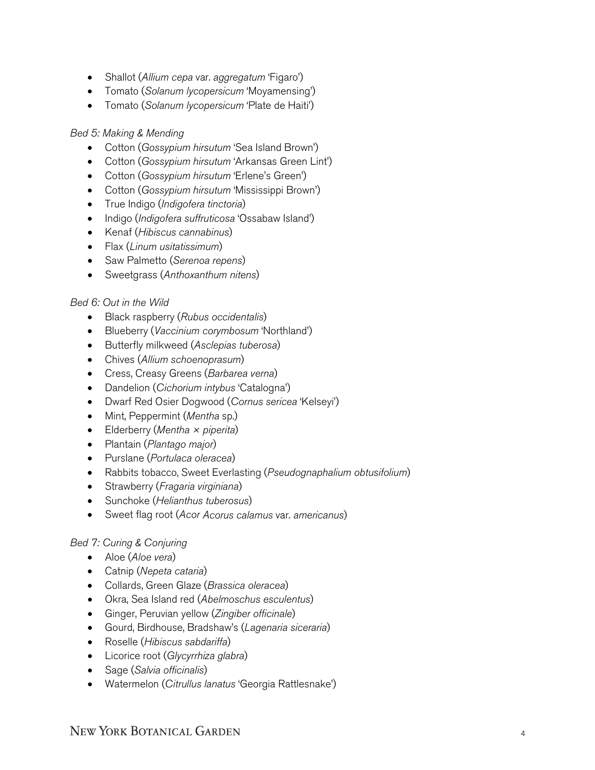- Shallot (*Allium cepa* var. *aggregatum* 'Figaro')
- Tomato (*Solanum lycopersicum* 'Moyamensing')
- Tomato (*Solanum lycopersicum* 'Plate de Haiti')

*Bed 5: Making & Mending*

- Cotton (*Gossypium hirsutum* 'Sea Island Brown')
- Cotton (*Gossypium hirsutum* 'Arkansas Green Lint')
- Cotton (*Gossypium hirsutum* 'Erlene's Green')
- Cotton (*Gossypium hirsutum* 'Mississippi Brown')
- True Indigo (*Indigofera tinctoria*)
- Indigo (*Indigofera suffruticosa* 'Ossabaw Island')
- Kenaf (*Hibiscus cannabinus*)
- Flax (*Linum usitatissimum*)
- Saw Palmetto (*Serenoa repens*)
- Sweetgrass (*Anthoxanthum nitens*)

*Bed 6: Out in the Wild*

- Black raspberry (*Rubus occidentalis*)
- Blueberry (*Vaccinium corymbosum* 'Northland')
- Butterfly milkweed (*Asclepias tuberosa*)
- Chives (*Allium schoenoprasum*)
- Cress, Creasy Greens (*Barbarea verna*)
- Dandelion (*Cichorium intybus* 'Catalogna')
- Dwarf Red Osier Dogwood (*Cornus sericea* 'Kelseyi')
- Mint, Peppermint (*Mentha* sp.)
- Elderberry (*Mentha × piperita*)
- Plantain (*Plantago major*)
- Purslane (*Portulaca oleracea*)
- Rabbits tobacco, Sweet Everlasting (*Pseudognaphalium obtusifolium*)
- Strawberry (*Fragaria virginiana*)
- Sunchoke (*Helianthus tuberosus*)
- Sweet flag root (*Acor Acorus calamus* var. *americanus*)

*Bed 7: Curing & Conjuring*

- Aloe (*Aloe vera*)
- Catnip (*Nepeta cataria*)
- Collards, Green Glaze (*Brassica oleracea*)
- Okra, Sea Island red (*Abelmoschus esculentus*)
- Ginger, Peruvian yellow (*Zingiber officinale*)
- Gourd, Birdhouse, Bradshaw's (*Lagenaria siceraria*)
- Roselle (*Hibiscus sabdariffa*)
- Licorice root (*Glycyrrhiza glabra*)
- Sage (*Salvia officinalis*)
- Watermelon (*Citrullus lanatus* 'Georgia Rattlesnake')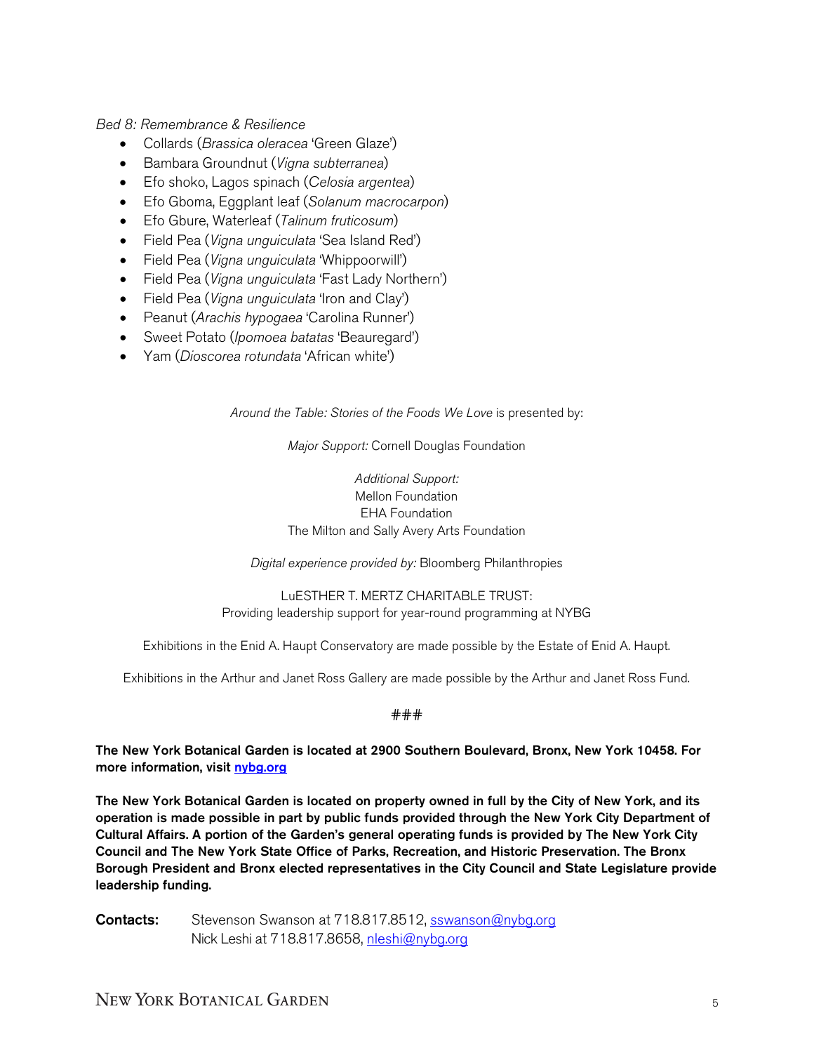*Bed 8: Remembrance & Resilience*

- Collards (*Brassica oleracea* 'Green Glaze')
- Bambara Groundnut (*Vigna subterranea*)
- Efo shoko, Lagos spinach (*Celosia argentea*)
- Efo Gboma, Eggplant leaf (*Solanum macrocarpon*)
- Efo Gbure, Waterleaf (*Talinum fruticosum*)
- Field Pea (*Vigna unguiculata* 'Sea Island Red')
- Field Pea (*Vigna unguiculata* 'Whippoorwill')
- Field Pea (*Vigna unguiculata* 'Fast Lady Northern')
- Field Pea (*Vigna unguiculata* 'Iron and Clay')
- Peanut (*Arachis hypogaea* 'Carolina Runner')
- Sweet Potato (*Ipomoea batatas* 'Beauregard')
- Yam (*Dioscorea rotundata* 'African white')

*Around the Table: Stories of the Foods We Love* is presented by:

*Major Support:* Cornell Douglas Foundation

*Additional Support:*
Mellon Foundation
EHA Foundation
The Milton and Sally Avery Arts Foundation

*Digital experience provided by:* Bloomberg Philanthropies

LuESTHER T. MERTZ CHARITABLE TRUST:
Providing leadership support for year-round programming at NYBG

Exhibitions in the Enid A. Haupt Conservatory are made possible by the Estate of Enid A. Haupt.

Exhibitions in the Arthur and Janet Ross Gallery are made possible by the Arthur and Janet Ross Fund.

###

**The New York Botanical Garden is located at 2900 Southern Boulevard, Bronx, New York 10458. For more information, visit [nybg.org](nybg.org)**

**The New York Botanical Garden is located on property owned in full by the City of New York, and its operation is made possible in part by public funds provided through the New York City Department of Cultural Affairs. A portion of the Garden's general operating funds is provided by The New York City Council and The New York State Office of Parks, Recreation, and Historic Preservation. The Bronx Borough President and Bronx elected representatives in the City Council and State Legislature provide leadership funding.**

**Contacts:** Stevenson Swanson at 718.817.8512, sswanson@nybg.org
Nick Leshi at 718.817.8658, nleshi@nybg.org